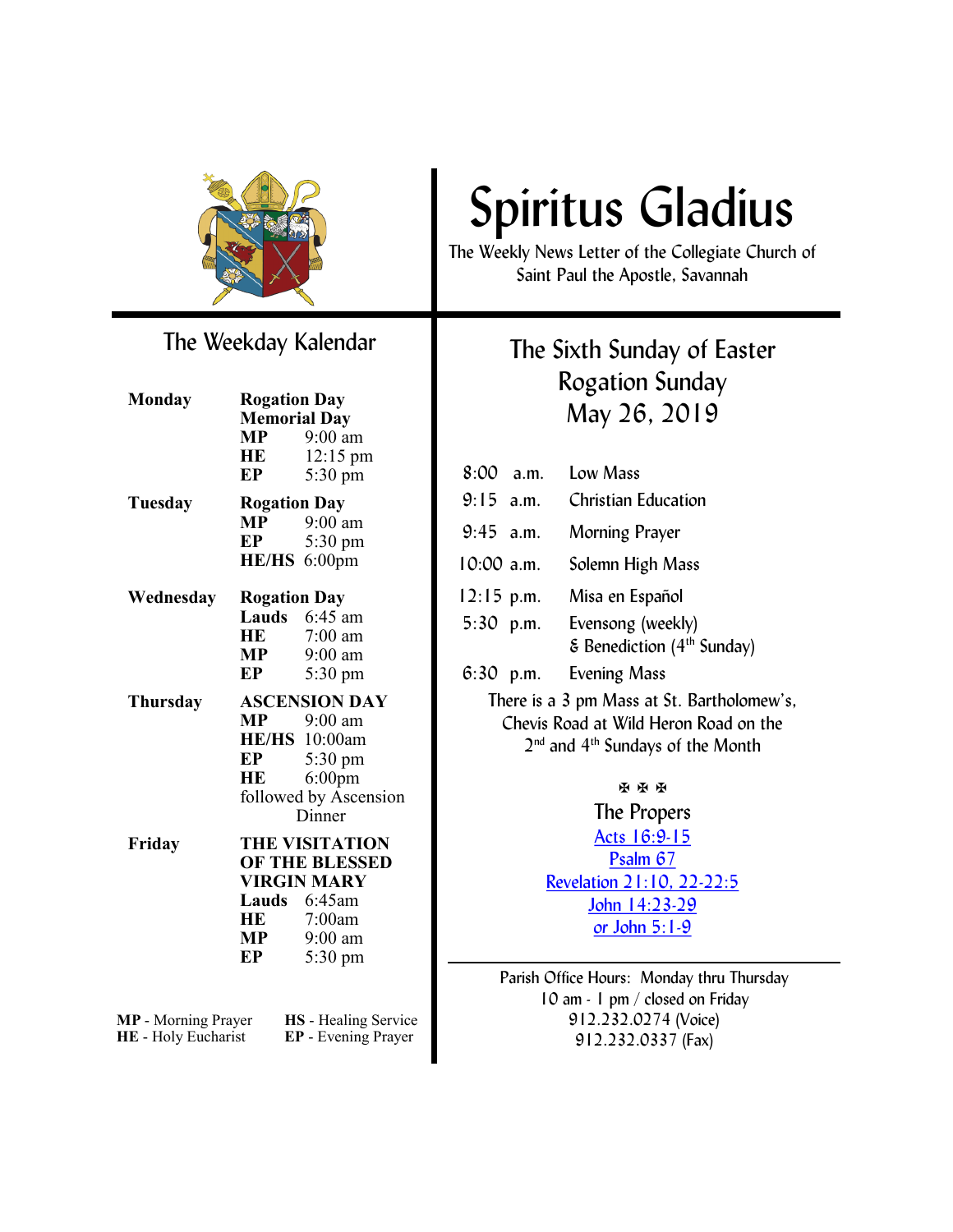# Spiritus Gladius

The Weekly News Letter of the Collegiate Church of Saint Paul the Apostle, Savannah

## The Weekday Kalendar

**Monday**

**Rogation Day**
**Memorial Day**

| | |
|---|---|
| **MP** | 9:00 am |
| **HE** | 12:15 pm |
| **EP** | 5:30 pm |

**Tuesday**

**Rogation Day**

| | |
|---|---|
| **MP** | 9:00 am |
| **EP** | 5:30 pm |
| **HE/HS** | 6:00pm |

**Wednesday**

**Rogation Day**

| | |
|---|---|
| **Lauds** | 6:45 am |
| **HE** | 7:00 am |
| **MP** | 9:00 am |
| **EP** | 5:30 pm |

**Thursday**

**ASCENSION DAY**

| | |
|---|---|
| **MP** | 9:00 am |
| **HE/HS** | 10:00am |
| **EP** | 5:30 pm |
| **HE** | 6:00pm |

followed by Ascension Dinner

**Friday**

**THE VISITATION OF THE BLESSED VIRGIN MARY**

| | |
|---|---|
| **Lauds** | 6:45am |
| **HE** | 7:00am |
| **MP** | 9:00 am |
| **EP** | 5:30 pm |

**MP** - Morning Prayer
**HE** - Holy Eucharist
**HS** - Healing Service
**EP** - Evening Prayer

## The Sixth Sunday of Easter
## Rogation Sunday
## May 26, 2019

| | |
|---|---|
| 8:00 a.m. | Low Mass |
| 9:15 a.m. | Christian Education |
| 9:45 a.m. | Morning Prayer |
| 10:00 a.m. | Solemn High Mass |
| 12:15 p.m. | Misa en Español |
| 5:30 p.m. | Evensong (weekly) & Benediction (4th Sunday) |
| 6:30 p.m. | Evening Mass |

There is a 3 pm Mass at St. Bartholomew's, Chevis Road at Wild Heron Road on the 2nd and 4th Sundays of the Month

✠ ✠ ✠

### The Propers

Acts 16:9-15
Psalm 67
Revelation 21:10, 22-22:5
John 14:23-29
or John 5:1-9

---

Parish Office Hours: Monday thru Thursday
10 am - 1 pm / closed on Friday
912.232.0274 (Voice)
912.232.0337 (Fax)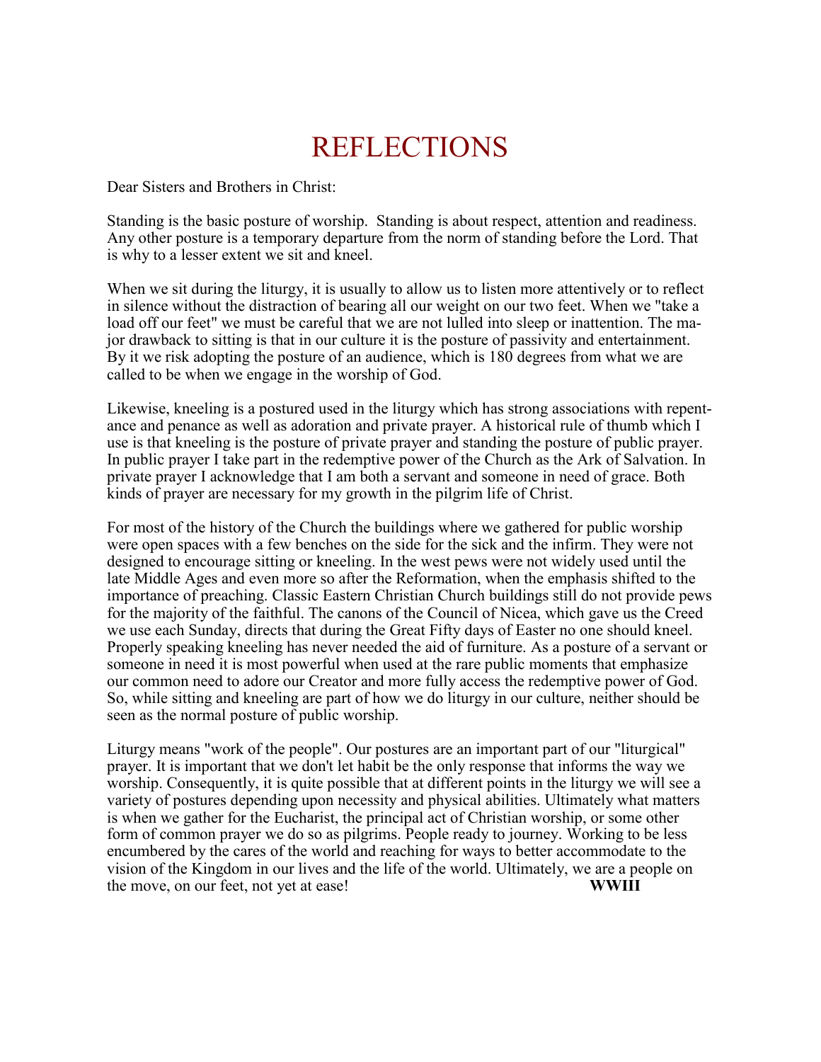# REFLECTIONS

Dear Sisters and Brothers in Christ:

Standing is the basic posture of worship. Standing is about respect, attention and readiness. Any other posture is a temporary departure from the norm of standing before the Lord. That is why to a lesser extent we sit and kneel.

When we sit during the liturgy, it is usually to allow us to listen more attentively or to reflect in silence without the distraction of bearing all our weight on our two feet. When we "take a load off our feet" we must be careful that we are not lulled into sleep or inattention. The major drawback to sitting is that in our culture it is the posture of passivity and entertainment. By it we risk adopting the posture of an audience, which is 180 degrees from what we are called to be when we engage in the worship of God.

Likewise, kneeling is a postured used in the liturgy which has strong associations with repentance and penance as well as adoration and private prayer. A historical rule of thumb which I use is that kneeling is the posture of private prayer and standing the posture of public prayer. In public prayer I take part in the redemptive power of the Church as the Ark of Salvation. In private prayer I acknowledge that I am both a servant and someone in need of grace. Both kinds of prayer are necessary for my growth in the pilgrim life of Christ.

For most of the history of the Church the buildings where we gathered for public worship were open spaces with a few benches on the side for the sick and the infirm. They were not designed to encourage sitting or kneeling. In the west pews were not widely used until the late Middle Ages and even more so after the Reformation, when the emphasis shifted to the importance of preaching. Classic Eastern Christian Church buildings still do not provide pews for the majority of the faithful. The canons of the Council of Nicea, which gave us the Creed we use each Sunday, directs that during the Great Fifty days of Easter no one should kneel. Properly speaking kneeling has never needed the aid of furniture. As a posture of a servant or someone in need it is most powerful when used at the rare public moments that emphasize our common need to adore our Creator and more fully access the redemptive power of God. So, while sitting and kneeling are part of how we do liturgy in our culture, neither should be seen as the normal posture of public worship.

Liturgy means "work of the people". Our postures are an important part of our "liturgical" prayer. It is important that we don't let habit be the only response that informs the way we worship. Consequently, it is quite possible that at different points in the liturgy we will see a variety of postures depending upon necessity and physical abilities. Ultimately what matters is when we gather for the Eucharist, the principal act of Christian worship, or some other form of common prayer we do so as pilgrims. People ready to journey. Working to be less encumbered by the cares of the world and reaching for ways to better accommodate to the vision of the Kingdom in our lives and the life of the world. Ultimately, we are a people on the move, on our feet, not yet at ease! **WWIII**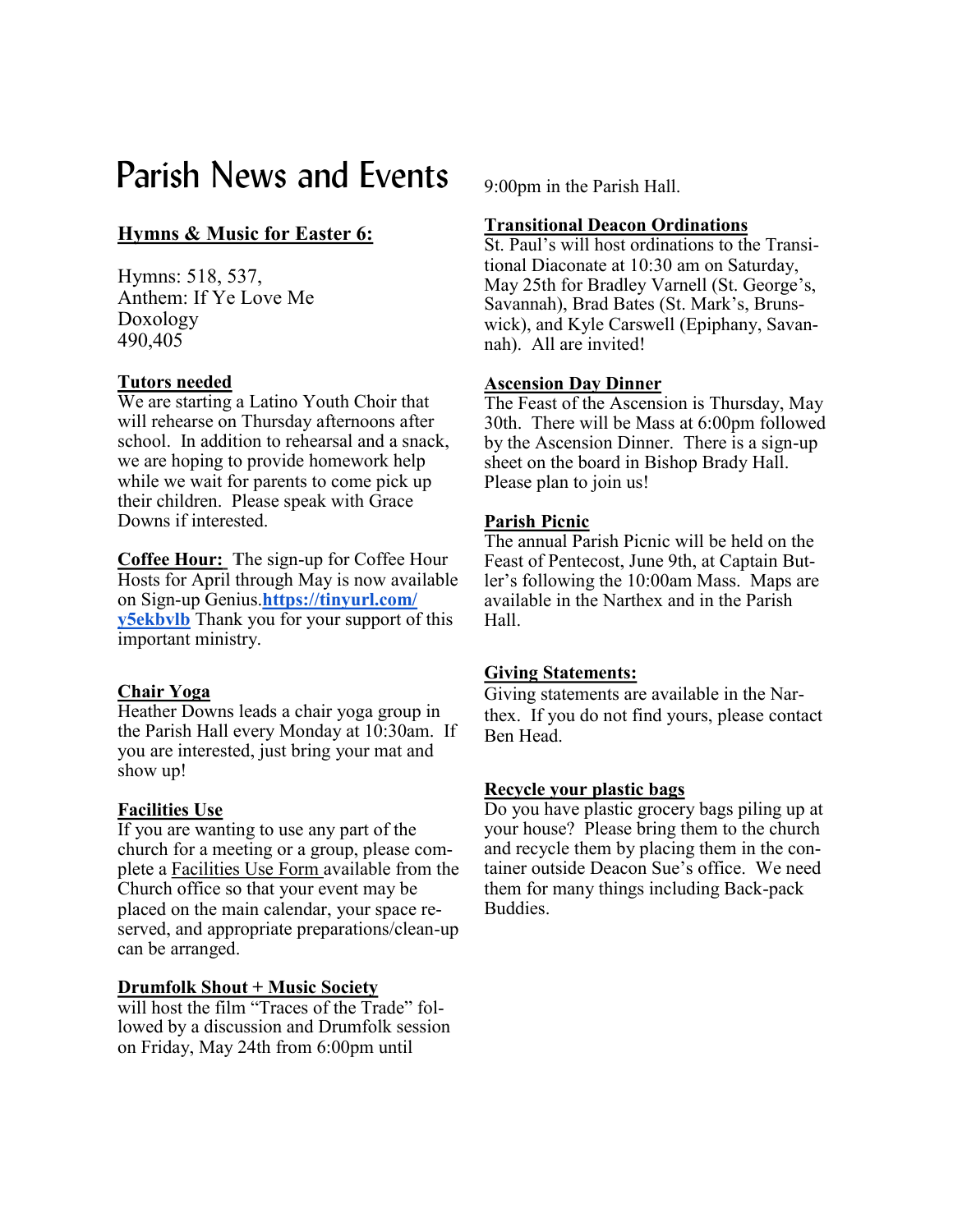# Parish News and Events

**Hymns & Music for Easter 6:**

Hymns: 518, 537,
Anthem: If Ye Love Me
Doxology
490,405

**Tutors needed**

We are starting a Latino Youth Choir that will rehearse on Thursday afternoons after school. In addition to rehearsal and a snack, we are hoping to provide homework help while we wait for parents to come pick up their children. Please speak with Grace Downs if interested.

**Coffee Hour:** The sign-up for Coffee Hour Hosts for April through May is now available on Sign-up Genius.**https://tinyurl.com/y5ekbvlb** Thank you for your support of this important ministry.

**Chair Yoga**

Heather Downs leads a chair yoga group in the Parish Hall every Monday at 10:30am. If you are interested, just bring your mat and show up!

**Facilities Use**

If you are wanting to use any part of the church for a meeting or a group, please complete a Facilities Use Form available from the Church office so that your event may be placed on the main calendar, your space reserved, and appropriate preparations/clean-up can be arranged.

**Drumfolk Shout + Music Society**

will host the film "Traces of the Trade" followed by a discussion and Drumfolk session on Friday, May 24th from 6:00pm until 9:00pm in the Parish Hall.

**Transitional Deacon Ordinations**

St. Paul's will host ordinations to the Transitional Diaconate at 10:30 am on Saturday, May 25th for Bradley Varnell (St. George's, Savannah), Brad Bates (St. Mark's, Brunswick), and Kyle Carswell (Epiphany, Savannah). All are invited!

**Ascension Day Dinner**

The Feast of the Ascension is Thursday, May 30th. There will be Mass at 6:00pm followed by the Ascension Dinner. There is a sign-up sheet on the board in Bishop Brady Hall. Please plan to join us!

**Parish Picnic**

The annual Parish Picnic will be held on the Feast of Pentecost, June 9th, at Captain Butler's following the 10:00am Mass. Maps are available in the Narthex and in the Parish Hall.

**Giving Statements:**

Giving statements are available in the Narthex. If you do not find yours, please contact Ben Head.

**Recycle your plastic bags**

Do you have plastic grocery bags piling up at your house? Please bring them to the church and recycle them by placing them in the container outside Deacon Sue's office. We need them for many things including Back-pack Buddies.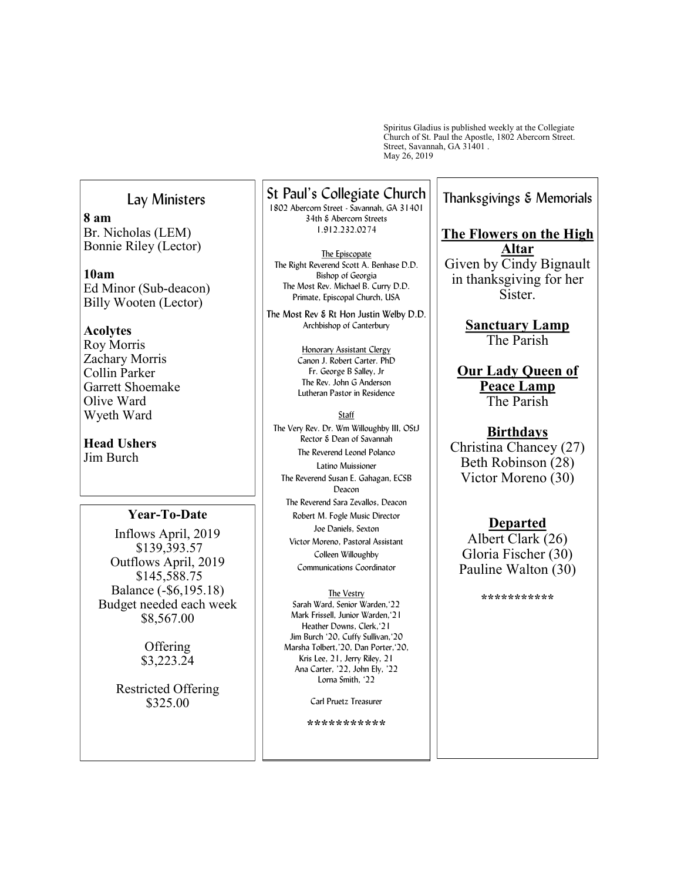Spiritus Gladius is published weekly at the Collegiate Church of St. Paul the Apostle, 1802 Abercorn Street. Street, Savannah, GA 31401 .
May 26, 2019

## Lay Ministers

**8 am**
Br. Nicholas (LEM)
Bonnie Riley (Lector)

**10am**
Ed Minor (Sub-deacon)
Billy Wooten (Lector)

**Acolytes**
Roy Morris
Zachary Morris
Collin Parker
Garrett Shoemake
Olive Ward
Wyeth Ward

**Head Ushers**
Jim Burch

### Year-To-Date

Inflows April, 2019
$139,393.57
Outflows April, 2019
$145,588.75
Balance (-$6,195.18)
Budget needed each week
$8,567.00

Offering
$3,223.24

Restricted Offering
$325.00

## St Paul's Collegiate Church

1802 Abercorn Street - Savannah, GA 31401
34th & Abercorn Streets
1.912.232.0274

The Episcopate
The Right Reverend Scott A. Benhase D.D.
Bishop of Georgia
The Most Rev. Michael B. Curry D.D.
Primate, Episcopal Church, USA
The Most Rev & Rt Hon Justin Welby D.D.
Archbishop of Canterbury

Honorary Assistant Clergy
Canon J. Robert Carter. PhD
Fr. George B Salley, Jr
The Rev. John G Anderson
Lutheran Pastor in Residence

Staff
The Very Rev. Dr. Wm Willoughby III, OStJ
Rector & Dean of Savannah
The Reverend Leonel Polanco
Latino Muissioner
The Reverend Susan E. Gahagan, ECSB
Deacon
The Reverend Sara Zevallos, Deacon
Robert M. Fogle Music Director
Joe Daniels, Sexton
Victor Moreno, Pastoral Assistant
Colleen Willoughby
Communications Coordinator

The Vestry
Sarah Ward, Senior Warden,'22
Mark Frissell, Junior Warden,'21
Heather Downs, Clerk,'21
Jim Burch '20, Cuffy Sullivan,'20
Marsha Tolbert,'20, Dan Porter,'20,
Kris Lee, 21, Jerry Riley, 21
Ana Carter, '22, John Ely, '22
Lorna Smith, '22

Carl Pruetz Treasurer

***********

## Thanksgivings & Memorials

**The Flowers on the High Altar**
Given by Cindy Bignault in thanksgiving for her Sister.

**Sanctuary Lamp**
The Parish

**Our Lady Queen of Peace Lamp**
The Parish

**Birthdays**
Christina Chancey (27)
Beth Robinson (28)
Victor Moreno (30)

**Departed**
Albert Clark (26)
Gloria Fischer (30)
Pauline Walton (30)

***********